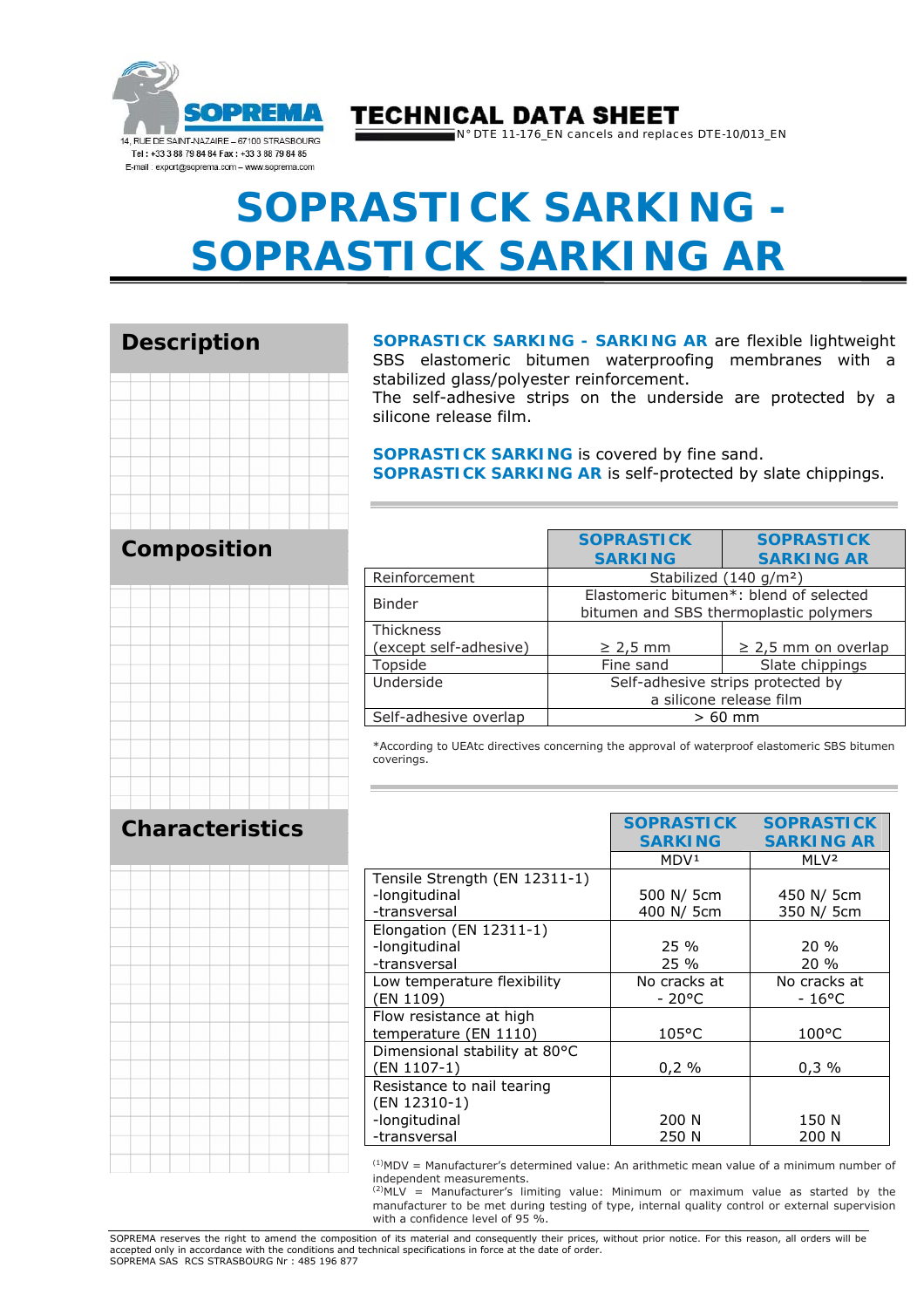SOPREMA

14, RUE DE SAINT-NAZAIRE – 67100 STRASBOURG
Tel : +33 3 88 79 84 84 Fax : +33 3 88 79 84 85
E-mail : export@soprema.com – www.soprema.com

**TECHNICAL DATA SHEET**

N° DTE 11-176_EN cancels and replaces DTE-10/013_EN

# SOPRASTICK SARKING - SOPRASTICK SARKING AR

## Description

**SOPRASTICK SARKING - SARKING AR** are flexible lightweight SBS elastomeric bitumen waterproofing membranes with a stabilized glass/polyester reinforcement.
The self-adhesive strips on the underside are protected by a silicone release film.

**SOPRASTICK SARKING** is covered by fine sand.
**SOPRASTICK SARKING AR** is self-protected by slate chippings.

## Composition

| | SOPRASTICK SARKING | SOPRASTICK SARKING AR |
|---|---|---|
| Reinforcement | Stabilized (140 g/m²) | |
| Binder | Elastomeric bitumen*: blend of selected bitumen and SBS thermoplastic polymers | |
| Thickness (except self-adhesive) | ≥ 2,5 mm | ≥ 2,5 mm on overlap |
| Topside | Fine sand | Slate chippings |
| Underside | Self-adhesive strips protected by a silicone release film | |
| Self-adhesive overlap | > 60 mm | |

*According to UEAtc directives concerning the approval of waterproof elastomeric SBS bitumen coverings.

## Characteristics

| | SOPRASTICK SARKING | SOPRASTICK SARKING AR |
|---|---|---|
| | MDV[1] | MLV[2] |
| Tensile Strength (EN 12311-1) -longitudinal -transversal | 500 N/ 5cm<br>400 N/ 5cm | 450 N/ 5cm<br>350 N/ 5cm |
| Elongation (EN 12311-1) -longitudinal -transversal | 25 %<br>25 % | 20 %<br>20 % |
| Low temperature flexibility (EN 1109) | No cracks at - 20°C | No cracks at - 16°C |
| Flow resistance at high temperature (EN 1110) | 105°C | 100°C |
| Dimensional stability at 80°C (EN 1107-1) | 0,2 % | 0,3 % |
| Resistance to nail tearing (EN 12310-1) -longitudinal -transversal | 200 N<br>250 N | 150 N<br>200 N |

[1]MDV = Manufacturer's determined value: An arithmetic mean value of a minimum number of independent measurements.
[2]MLV = Manufacturer's limiting value: Minimum or maximum value as started by the manufacturer to be met during testing of type, internal quality control or external supervision with a confidence level of 95 %.

SOPREMA reserves the right to amend the composition of its material and consequently their prices, without prior notice. For this reason, all orders will be accepted only in accordance with the conditions and technical specifications in force at the date of order.
SOPREMA SAS RCS STRASBOURG Nr : 485 196 877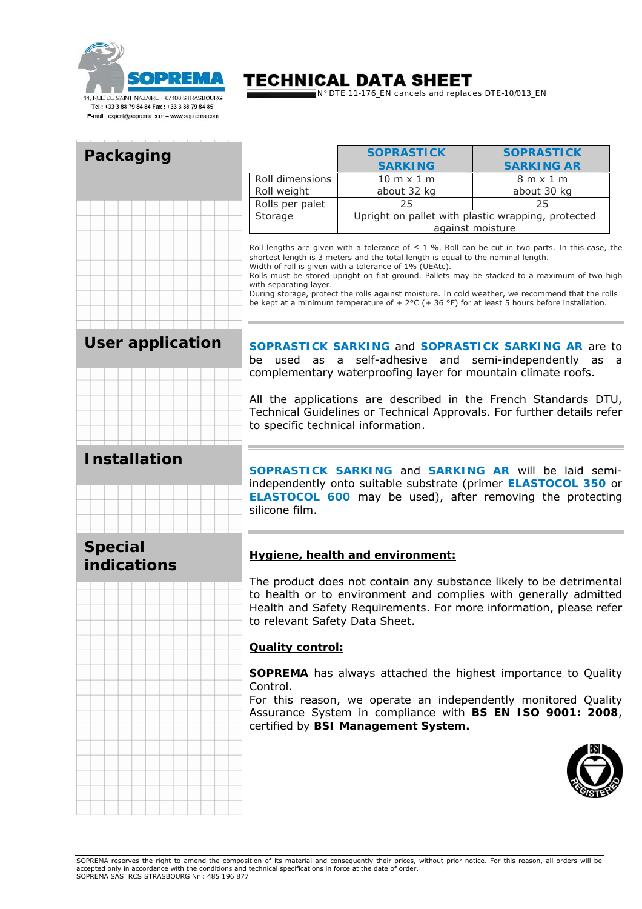# TECHNICAL DATA SHEET

N° DTE 11-176_EN cancels and replaces DTE-10/013_EN

## Packaging

| | SOPRASTICK SARKING | SOPRASTICK SARKING AR |
|---|---|---|
| Roll dimensions | 10 m x 1 m | 8 m x 1 m |
| Roll weight | about 32 kg | about 30 kg |
| Rolls per palet | 25 | 25 |
| Storage | Upright on pallet with plastic wrapping, protected against moisture | |

Roll lengths are given with a tolerance of ≤ 1 %. Roll can be cut in two parts. In this case, the shortest length is 3 meters and the total length is equal to the nominal length.
Width of roll is given with a tolerance of 1% (UEAtc).
Rolls must be stored upright on flat ground. Pallets may be stacked to a maximum of two high with separating layer.
During storage, protect the rolls against moisture. In cold weather, we recommend that the rolls be kept at a minimum temperature of + 2°C (+ 36 °F) for at least 5 hours before installation.

## User application

**SOPRASTICK SARKING** and **SOPRASTICK SARKING AR** are to be used as a self-adhesive and semi-independently as a complementary waterproofing layer for mountain climate roofs.

All the applications are described in the French Standards DTU, Technical Guidelines or Technical Approvals. For further details refer to specific technical information.

## Installation

**SOPRASTICK SARKING** and **SARKING AR** will be laid semi-independently onto suitable substrate (primer **ELASTOCOL 350** or **ELASTOCOL 600** may be used), after removing the protecting silicone film.

## Special indications

**Hygiene, health and environment:**

The product does not contain any substance likely to be detrimental to health or to environment and complies with generally admitted Health and Safety Requirements. For more information, please refer to relevant Safety Data Sheet.

**Quality control:**

**SOPREMA** has always attached the highest importance to Quality Control.
For this reason, we operate an independently monitored Quality Assurance System in compliance with **BS EN ISO 9001: 2008**, certified by **BSI Management System.**

SOPREMA reserves the right to amend the composition of its material and consequently their prices, without prior notice. For this reason, all orders will be accepted only in accordance with the conditions and technical specifications in force at the date of order.
SOPREMA SAS RCS STRASBOURG Nr : 485 196 877